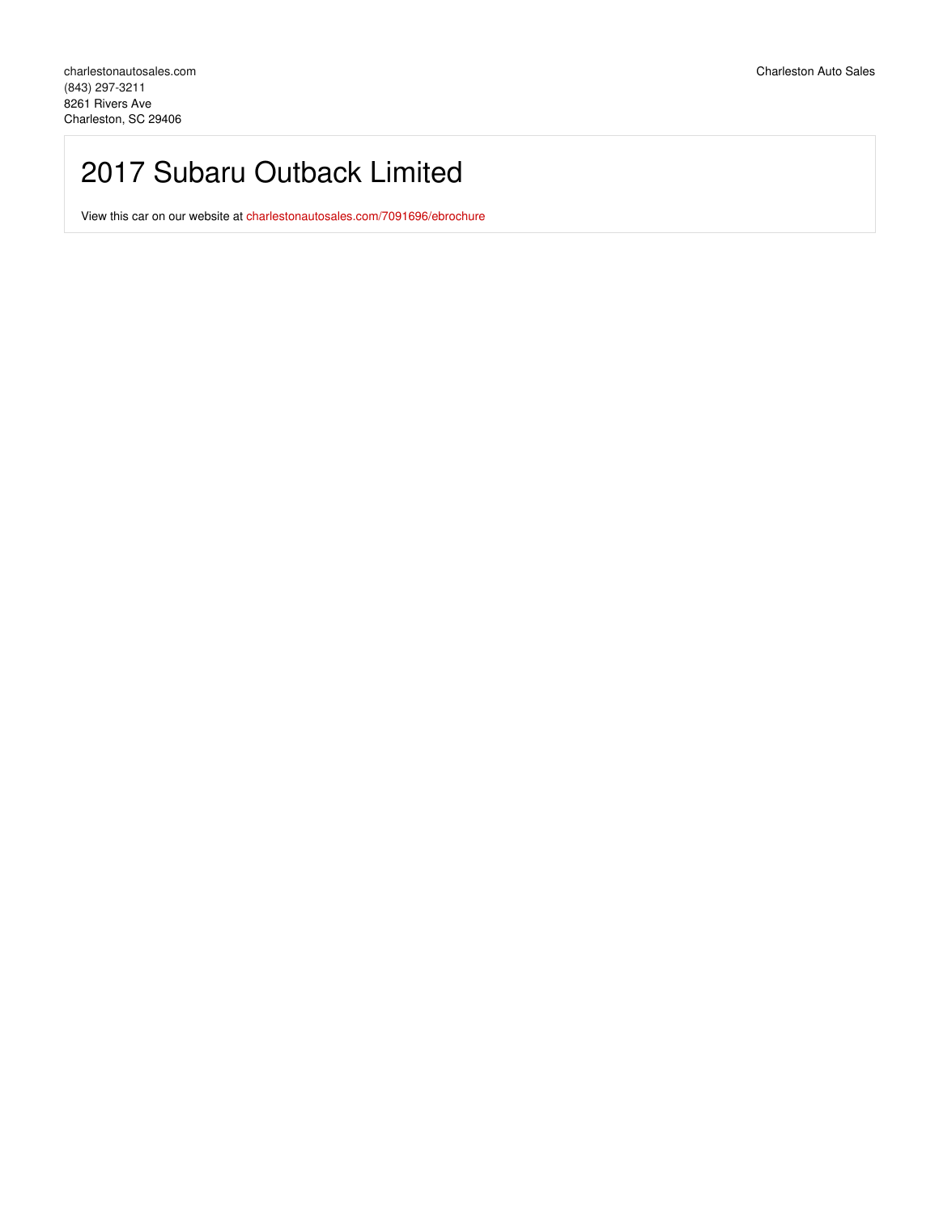charlestonautosales.com
(843) 297-3211
8261 Rivers Ave
Charleston, SC 29406

Charleston Auto Sales

# 2017 Subaru Outback Limited

View this car on our website at charlestonautosales.com/7091696/ebrochure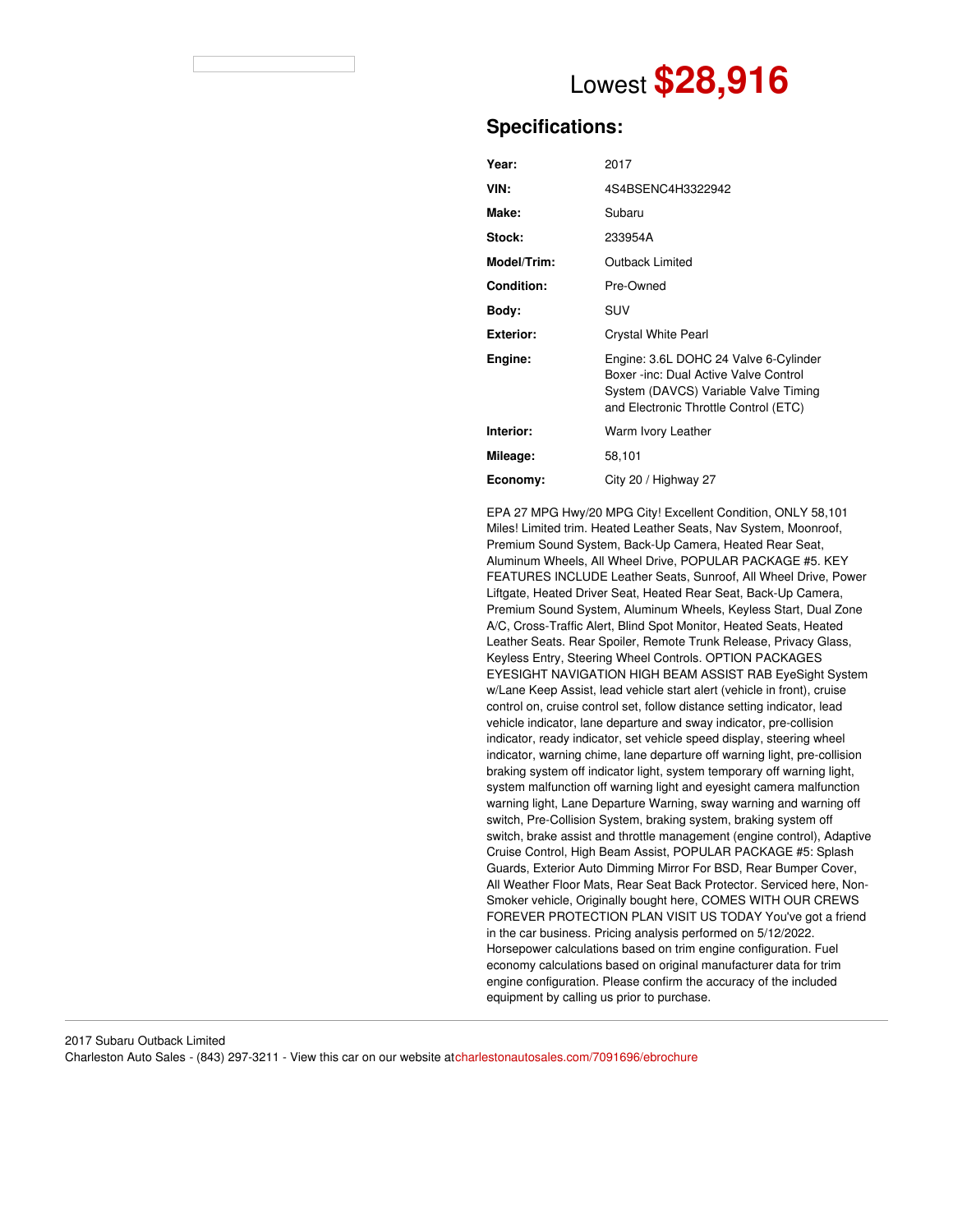Lowest **$28,916**

## Specifications:

| | |
|---|---|
| **Year:** | 2017 |
| **VIN:** | 4S4BSENC4H3322942 |
| **Make:** | Subaru |
| **Stock:** | 233954A |
| **Model/Trim:** | Outback Limited |
| **Condition:** | Pre-Owned |
| **Body:** | SUV |
| **Exterior:** | Crystal White Pearl |
| **Engine:** | Engine: 3.6L DOHC 24 Valve 6-Cylinder Boxer -inc: Dual Active Valve Control System (DAVCS) Variable Valve Timing and Electronic Throttle Control (ETC) |
| **Interior:** | Warm Ivory Leather |
| **Mileage:** | 58,101 |
| **Economy:** | City 20 / Highway 27 |

EPA 27 MPG Hwy/20 MPG City! Excellent Condition, ONLY 58,101 Miles! Limited trim. Heated Leather Seats, Nav System, Moonroof, Premium Sound System, Back-Up Camera, Heated Rear Seat, Aluminum Wheels, All Wheel Drive, POPULAR PACKAGE #5. KEY FEATURES INCLUDE Leather Seats, Sunroof, All Wheel Drive, Power Liftgate, Heated Driver Seat, Heated Rear Seat, Back-Up Camera, Premium Sound System, Aluminum Wheels, Keyless Start, Dual Zone A/C, Cross-Traffic Alert, Blind Spot Monitor, Heated Seats, Heated Leather Seats. Rear Spoiler, Remote Trunk Release, Privacy Glass, Keyless Entry, Steering Wheel Controls. OPTION PACKAGES EYESIGHT NAVIGATION HIGH BEAM ASSIST RAB EyeSight System w/Lane Keep Assist, lead vehicle start alert (vehicle in front), cruise control on, cruise control set, follow distance setting indicator, lead vehicle indicator, lane departure and sway indicator, pre-collision indicator, ready indicator, set vehicle speed display, steering wheel indicator, warning chime, lane departure off warning light, pre-collision braking system off indicator light, system temporary off warning light, system malfunction off warning light and eyesight camera malfunction warning light, Lane Departure Warning, sway warning and warning off switch, Pre-Collision System, braking system, braking system off switch, brake assist and throttle management (engine control), Adaptive Cruise Control, High Beam Assist, POPULAR PACKAGE #5: Splash Guards, Exterior Auto Dimming Mirror For BSD, Rear Bumper Cover, All Weather Floor Mats, Rear Seat Back Protector. Serviced here, Non-Smoker vehicle, Originally bought here, COMES WITH OUR CREWS FOREVER PROTECTION PLAN VISIT US TODAY You've got a friend in the car business. Pricing analysis performed on 5/12/2022. Horsepower calculations based on trim engine configuration. Fuel economy calculations based on original manufacturer data for trim engine configuration. Please confirm the accuracy of the included equipment by calling us prior to purchase.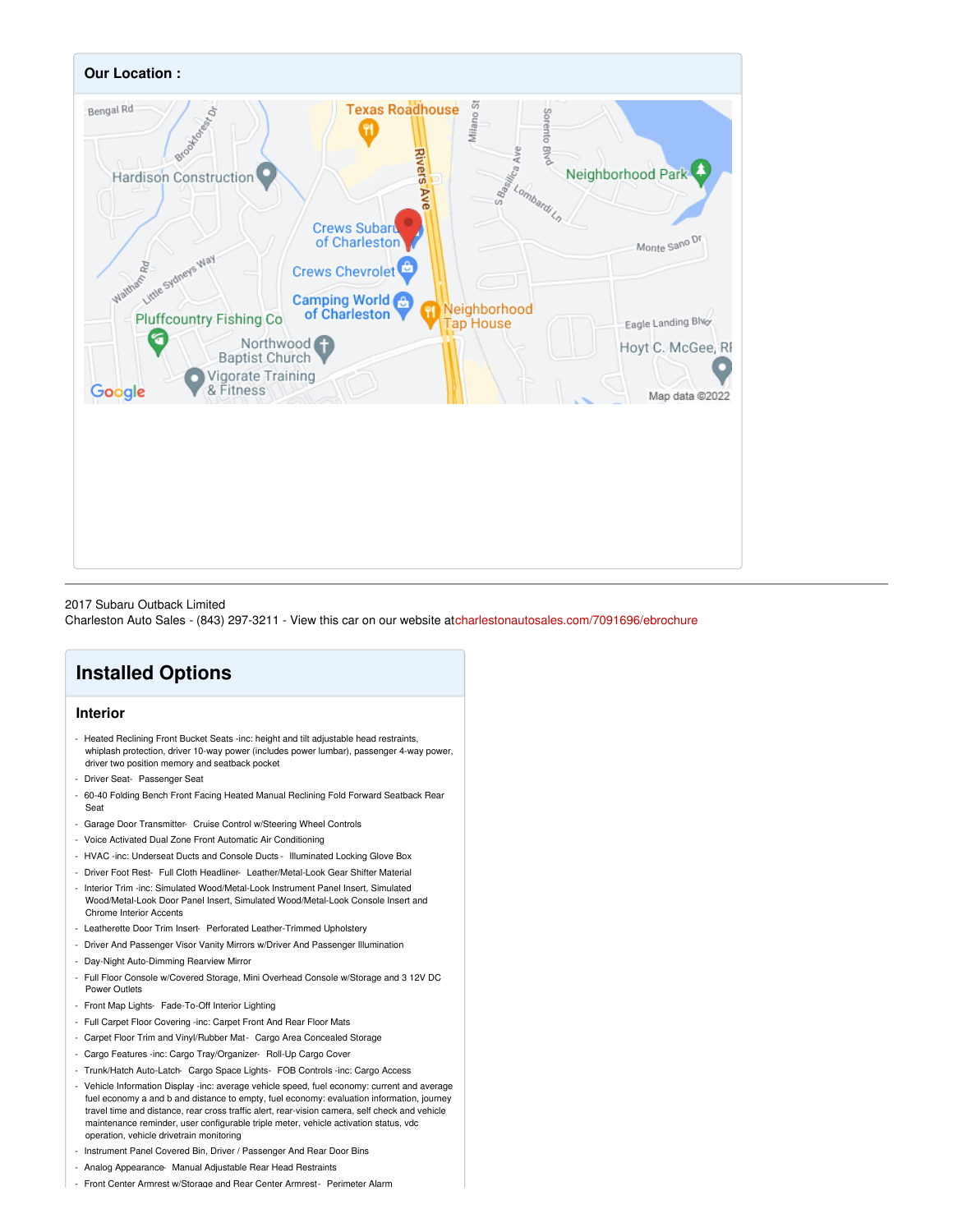## Our Location :

2017 Subaru Outback Limited
Charleston Auto Sales - (843) 297-3211 - View this car on our website atcharlestonautosales.com/7091696/ebrochure

## Installed Options

### Interior

- Heated Reclining Front Bucket Seats -inc: height and tilt adjustable head restraints, whiplash protection, driver 10-way power (includes power lumbar), passenger 4-way power, driver two position memory and seatback pocket
- Driver Seat- Passenger Seat
- 60-40 Folding Bench Front Facing Heated Manual Reclining Fold Forward Seatback Rear Seat
- Garage Door Transmitter- Cruise Control w/Steering Wheel Controls
- Voice Activated Dual Zone Front Automatic Air Conditioning
- HVAC -inc: Underseat Ducts and Console Ducts - Illuminated Locking Glove Box
- Driver Foot Rest- Full Cloth Headliner- Leather/Metal-Look Gear Shifter Material
- Interior Trim -inc: Simulated Wood/Metal-Look Instrument Panel Insert, Simulated Wood/Metal-Look Door Panel Insert, Simulated Wood/Metal-Look Console Insert and Chrome Interior Accents
- Leatherette Door Trim Insert- Perforated Leather-Trimmed Upholstery
- Driver And Passenger Visor Vanity Mirrors w/Driver And Passenger Illumination
- Day-Night Auto-Dimming Rearview Mirror
- Full Floor Console w/Covered Storage, Mini Overhead Console w/Storage and 3 12V DC Power Outlets
- Front Map Lights- Fade-To-Off Interior Lighting
- Full Carpet Floor Covering -inc: Carpet Front And Rear Floor Mats
- Carpet Floor Trim and Vinyl/Rubber Mat- Cargo Area Concealed Storage
- Cargo Features -inc: Cargo Tray/Organizer- Roll-Up Cargo Cover
- Trunk/Hatch Auto-Latch- Cargo Space Lights- FOB Controls -inc: Cargo Access
- Vehicle Information Display -inc: average vehicle speed, fuel economy: current and average fuel economy a and b and distance to empty, fuel economy: evaluation information, journey travel time and distance, rear cross traffic alert, rear-vision camera, self check and vehicle maintenance reminder, user configurable triple meter, vehicle activation status, vdc operation, vehicle drivetrain monitoring
- Instrument Panel Covered Bin, Driver / Passenger And Rear Door Bins
- Analog Appearance- Manual Adjustable Rear Head Restraints
- Front Center Armrest w/Storage and Rear Center Armrest- Perimeter Alarm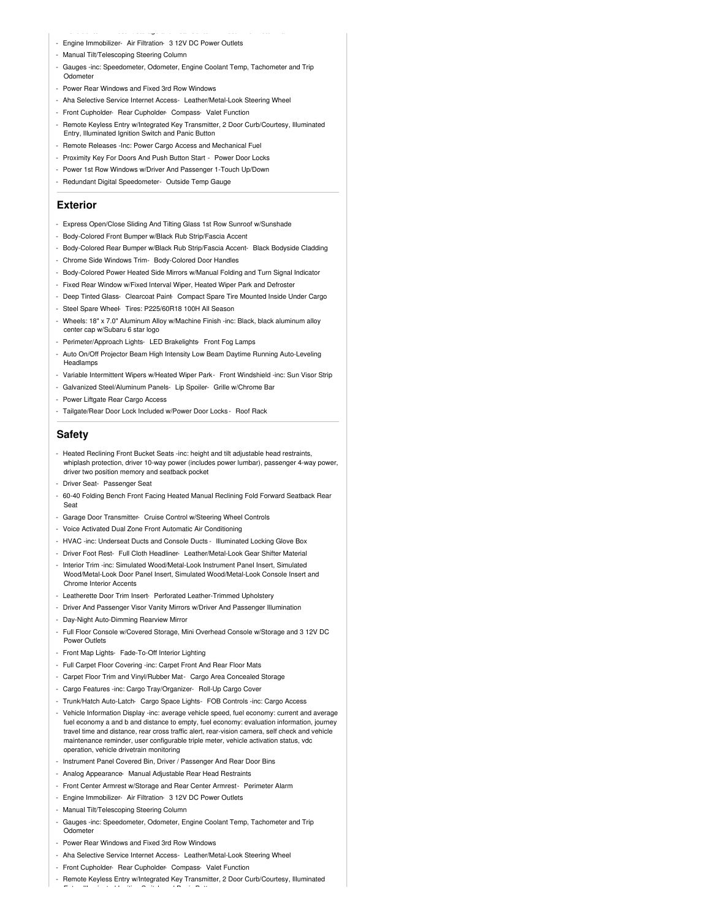- Engine Immobilizer- Air Filtration- 3 12V DC Power Outlets
- Manual Tilt/Telescoping Steering Column
- Gauges -inc: Speedometer, Odometer, Engine Coolant Temp, Tachometer and Trip Odometer
- Power Rear Windows and Fixed 3rd Row Windows
- Aha Selective Service Internet Access- Leather/Metal-Look Steering Wheel
- Front Cupholder- Rear Cupholder- Compass- Valet Function
- Remote Keyless Entry w/Integrated Key Transmitter, 2 Door Curb/Courtesy, Illuminated Entry, Illuminated Ignition Switch and Panic Button
- Remote Releases -Inc: Power Cargo Access and Mechanical Fuel
- Proximity Key For Doors And Push Button Start - Power Door Locks
- Power 1st Row Windows w/Driver And Passenger 1-Touch Up/Down
- Redundant Digital Speedometer- Outside Temp Gauge

## Exterior

- Express Open/Close Sliding And Tilting Glass 1st Row Sunroof w/Sunshade
- Body-Colored Front Bumper w/Black Rub Strip/Fascia Accent
- Body-Colored Rear Bumper w/Black Rub Strip/Fascia Accent- Black Bodyside Cladding
- Chrome Side Windows Trim- Body-Colored Door Handles
- Body-Colored Power Heated Side Mirrors w/Manual Folding and Turn Signal Indicator
- Fixed Rear Window w/Fixed Interval Wiper, Heated Wiper Park and Defroster
- Deep Tinted Glass- Clearcoat Paint- Compact Spare Tire Mounted Inside Under Cargo
- Steel Spare Wheel- Tires: P225/60R18 100H All Season
- Wheels: 18" x 7.0" Aluminum Alloy w/Machine Finish -inc: Black, black aluminum alloy center cap w/Subaru 6 star logo
- Perimeter/Approach Lights- LED Brakelights- Front Fog Lamps
- Auto On/Off Projector Beam High Intensity Low Beam Daytime Running Auto-Leveling Headlamps
- Variable Intermittent Wipers w/Heated Wiper Park- Front Windshield -inc: Sun Visor Strip
- Galvanized Steel/Aluminum Panels- Lip Spoiler- Grille w/Chrome Bar
- Power Liftgate Rear Cargo Access
- Tailgate/Rear Door Lock Included w/Power Door Locks - Roof Rack

## Safety

- Heated Reclining Front Bucket Seats -inc: height and tilt adjustable head restraints, whiplash protection, driver 10-way power (includes power lumbar), passenger 4-way power, driver two position memory and seatback pocket
- Driver Seat- Passenger Seat
- 60-40 Folding Bench Front Facing Heated Manual Reclining Fold Forward Seatback Rear Seat
- Garage Door Transmitter- Cruise Control w/Steering Wheel Controls
- Voice Activated Dual Zone Front Automatic Air Conditioning
- HVAC -inc: Underseat Ducts and Console Ducts - Illuminated Locking Glove Box
- Driver Foot Rest- Full Cloth Headliner- Leather/Metal-Look Gear Shifter Material
- Interior Trim -inc: Simulated Wood/Metal-Look Instrument Panel Insert, Simulated Wood/Metal-Look Door Panel Insert, Simulated Wood/Metal-Look Console Insert and Chrome Interior Accents
- Leatherette Door Trim Insert- Perforated Leather-Trimmed Upholstery
- Driver And Passenger Visor Vanity Mirrors w/Driver And Passenger Illumination
- Day-Night Auto-Dimming Rearview Mirror
- Full Floor Console w/Covered Storage, Mini Overhead Console w/Storage and 3 12V DC Power Outlets
- Front Map Lights- Fade-To-Off Interior Lighting
- Full Carpet Floor Covering -inc: Carpet Front And Rear Floor Mats
- Carpet Floor Trim and Vinyl/Rubber Mat- Cargo Area Concealed Storage
- Cargo Features -inc: Cargo Tray/Organizer- Roll-Up Cargo Cover
- Trunk/Hatch Auto-Latch- Cargo Space Lights- FOB Controls -inc: Cargo Access
- Vehicle Information Display -inc: average vehicle speed, fuel economy: current and average fuel economy a and b and distance to empty, fuel economy: evaluation information, journey travel time and distance, rear cross traffic alert, rear-vision camera, self check and vehicle maintenance reminder, user configurable triple meter, vehicle activation status, vdc operation, vehicle drivetrain monitoring
- Instrument Panel Covered Bin, Driver / Passenger And Rear Door Bins
- Analog Appearance- Manual Adjustable Rear Head Restraints
- Front Center Armrest w/Storage and Rear Center Armrest- Perimeter Alarm
- Engine Immobilizer- Air Filtration- 3 12V DC Power Outlets
- Manual Tilt/Telescoping Steering Column
- Gauges -inc: Speedometer, Odometer, Engine Coolant Temp, Tachometer and Trip Odometer
- Power Rear Windows and Fixed 3rd Row Windows
- Aha Selective Service Internet Access- Leather/Metal-Look Steering Wheel
- Front Cupholder- Rear Cupholder- Compass- Valet Function
- Remote Keyless Entry w/Integrated Key Transmitter, 2 Door Curb/Courtesy, Illuminated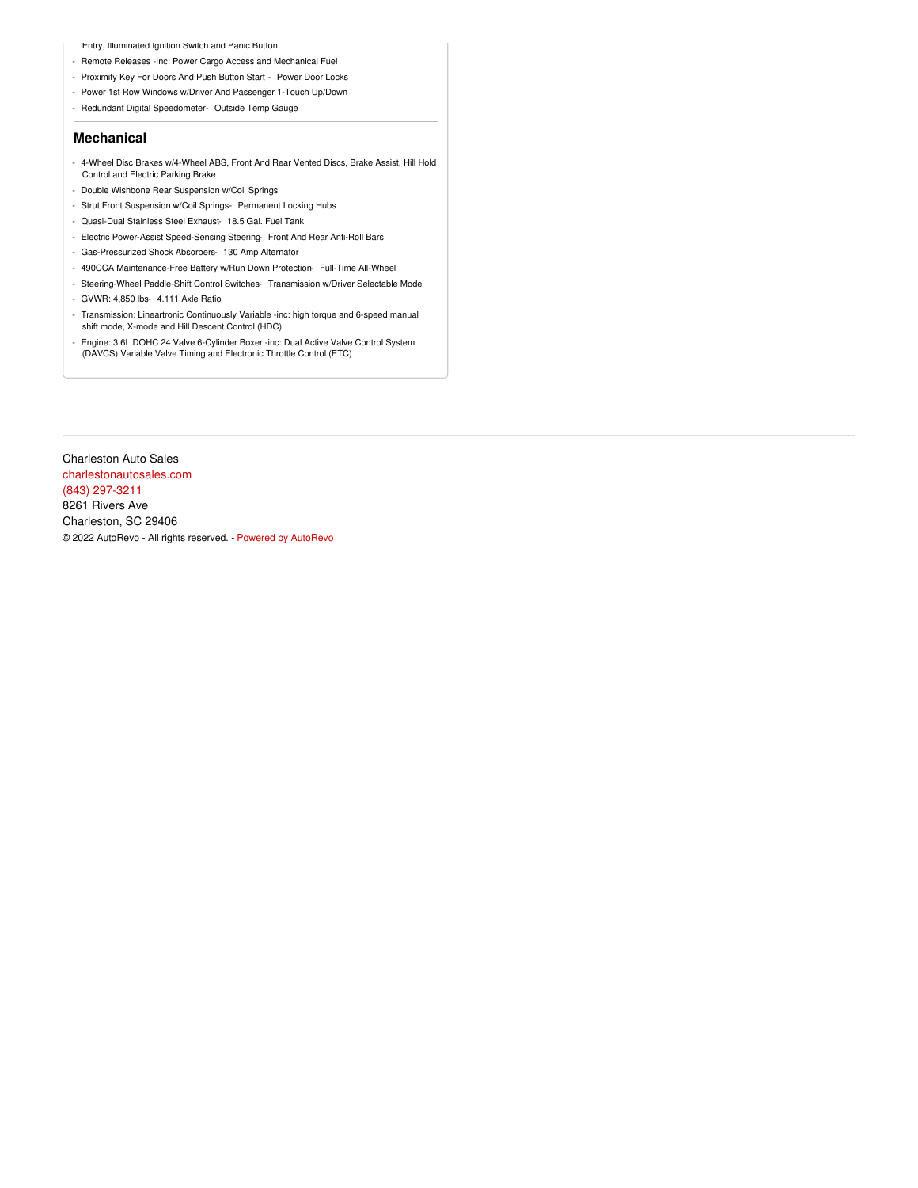Entry, Illuminated Ignition Switch and Panic Button

- Remote Releases -Inc: Power Cargo Access and Mechanical Fuel
- Proximity Key For Doors And Push Button Start - Power Door Locks
- Power 1st Row Windows w/Driver And Passenger 1-Touch Up/Down
- Redundant Digital Speedometer- Outside Temp Gauge

## Mechanical

- 4-Wheel Disc Brakes w/4-Wheel ABS, Front And Rear Vented Discs, Brake Assist, Hill Hold Control and Electric Parking Brake
- Double Wishbone Rear Suspension w/Coil Springs
- Strut Front Suspension w/Coil Springs- Permanent Locking Hubs
- Quasi-Dual Stainless Steel Exhaust- 18.5 Gal. Fuel Tank
- Electric Power-Assist Speed-Sensing Steering- Front And Rear Anti-Roll Bars
- Gas-Pressurized Shock Absorbers- 130 Amp Alternator
- 490CCA Maintenance-Free Battery w/Run Down Protection- Full-Time All-Wheel
- Steering-Wheel Paddle-Shift Control Switches- Transmission w/Driver Selectable Mode
- GVWR: 4,850 lbs- 4.111 Axle Ratio
- Transmission: Lineartronic Continuously Variable -inc: high torque and 6-speed manual shift mode, X-mode and Hill Descent Control (HDC)
- Engine: 3.6L DOHC 24 Valve 6-Cylinder Boxer -inc: Dual Active Valve Control System (DAVCS) Variable Valve Timing and Electronic Throttle Control (ETC)

---

Charleston Auto Sales
charlestonautosales.com
(843) 297-3211
8261 Rivers Ave
Charleston, SC 29406
© 2022 AutoRevo - All rights reserved. - Powered by AutoRevo